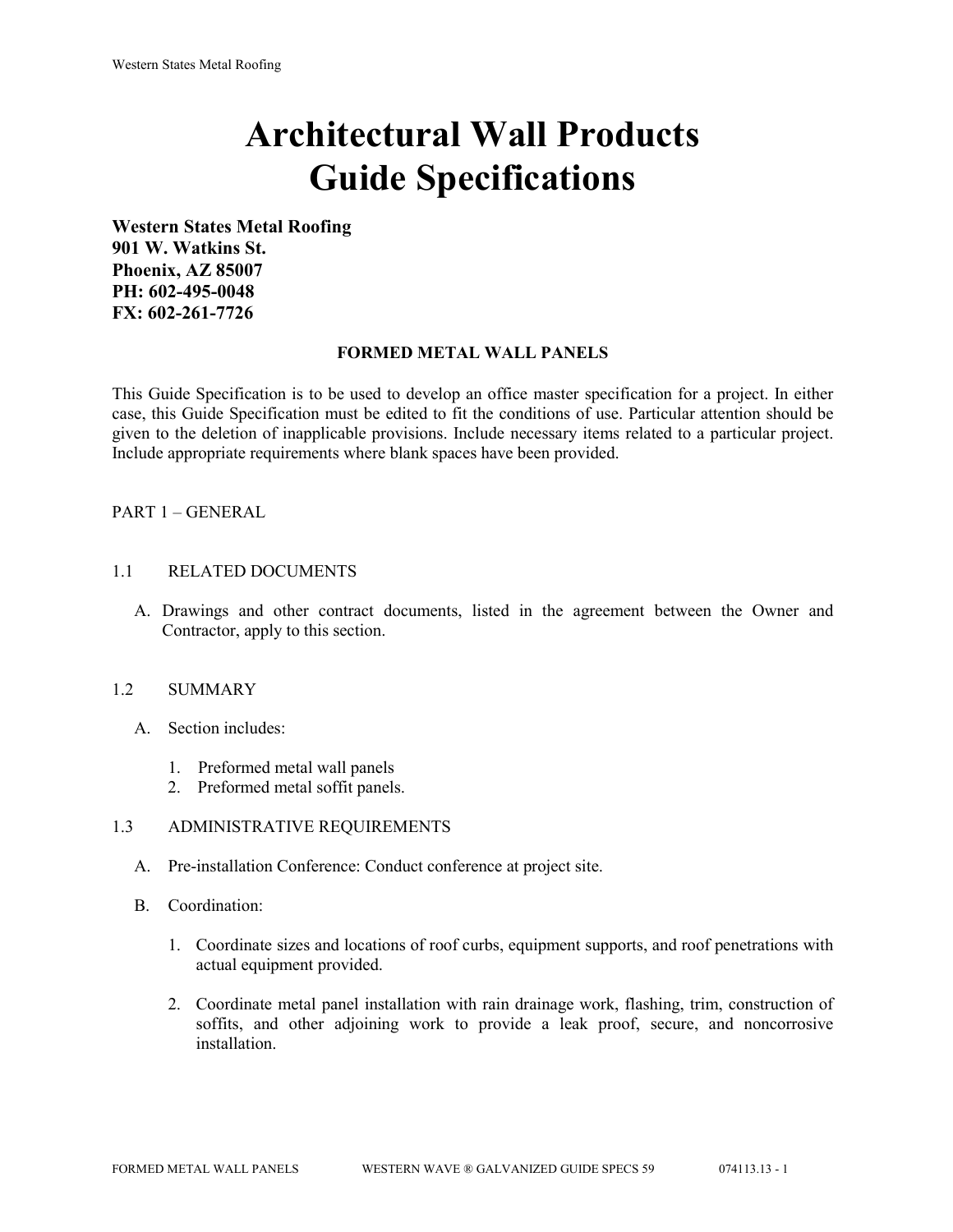# Architectural Wall Products Guide Specifications

**Western States Metal Roofing**
**901 W. Watkins St.**
**Phoenix, AZ 85007**
**PH: 602-495-0048**
**FX: 602-261-7726**

## FORMED METAL WALL PANELS

This Guide Specification is to be used to develop an office master specification for a project. In either case, this Guide Specification must be edited to fit the conditions of use. Particular attention should be given to the deletion of inapplicable provisions. Include necessary items related to a particular project. Include appropriate requirements where blank spaces have been provided.

PART 1 – GENERAL

1.1 RELATED DOCUMENTS

A. Drawings and other contract documents, listed in the agreement between the Owner and Contractor, apply to this section.

1.2 SUMMARY

A. Section includes:

1. Preformed metal wall panels
2. Preformed metal soffit panels.

1.3 ADMINISTRATIVE REQUIREMENTS

A. Pre-installation Conference: Conduct conference at project site.

B. Coordination:

1. Coordinate sizes and locations of roof curbs, equipment supports, and roof penetrations with actual equipment provided.

2. Coordinate metal panel installation with rain drainage work, flashing, trim, construction of soffits, and other adjoining work to provide a leak proof, secure, and noncorrosive installation.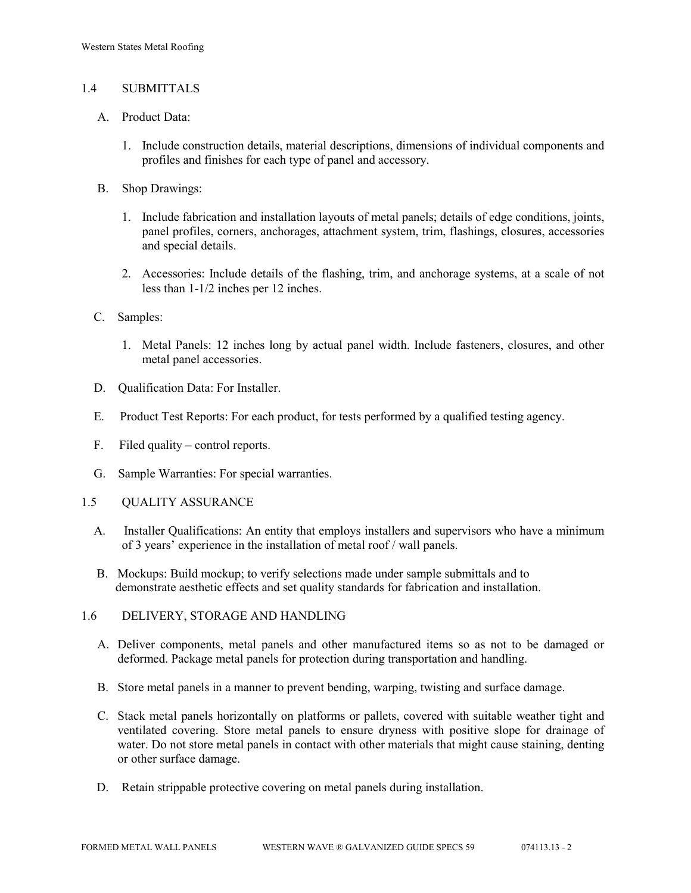## 1.4 SUBMITTALS

A. Product Data:

1. Include construction details, material descriptions, dimensions of individual components and profiles and finishes for each type of panel and accessory.

B. Shop Drawings:

1. Include fabrication and installation layouts of metal panels; details of edge conditions, joints, panel profiles, corners, anchorages, attachment system, trim, flashings, closures, accessories and special details.

2. Accessories: Include details of the flashing, trim, and anchorage systems, at a scale of not less than 1-1/2 inches per 12 inches.

C. Samples:

1. Metal Panels: 12 inches long by actual panel width. Include fasteners, closures, and other metal panel accessories.

D. Qualification Data: For Installer.

E. Product Test Reports: For each product, for tests performed by a qualified testing agency.

F. Filed quality – control reports.

G. Sample Warranties: For special warranties.

## 1.5 QUALITY ASSURANCE

A. Installer Qualifications: An entity that employs installers and supervisors who have a minimum of 3 years' experience in the installation of metal roof / wall panels.

B. Mockups: Build mockup; to verify selections made under sample submittals and to demonstrate aesthetic effects and set quality standards for fabrication and installation.

## 1.6 DELIVERY, STORAGE AND HANDLING

A. Deliver components, metal panels and other manufactured items so as not to be damaged or deformed. Package metal panels for protection during transportation and handling.

B. Store metal panels in a manner to prevent bending, warping, twisting and surface damage.

C. Stack metal panels horizontally on platforms or pallets, covered with suitable weather tight and ventilated covering. Store metal panels to ensure dryness with positive slope for drainage of water. Do not store metal panels in contact with other materials that might cause staining, denting or other surface damage.

D. Retain strippable protective covering on metal panels during installation.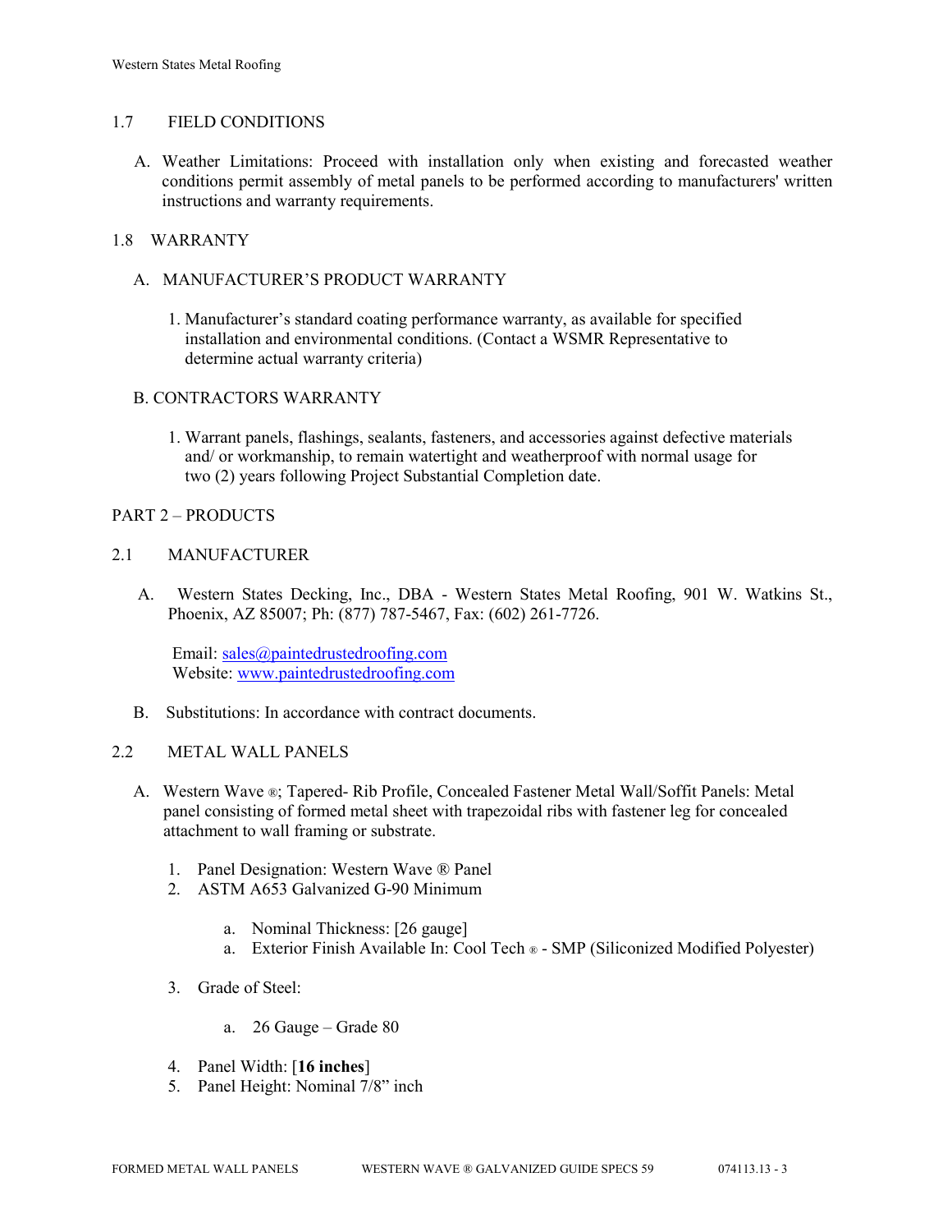## 1.7 FIELD CONDITIONS

A. Weather Limitations: Proceed with installation only when existing and forecasted weather conditions permit assembly of metal panels to be performed according to manufacturers' written instructions and warranty requirements.

## 1.8 WARRANTY

A. MANUFACTURER'S PRODUCT WARRANTY

1. Manufacturer's standard coating performance warranty, as available for specified installation and environmental conditions. (Contact a WSMR Representative to determine actual warranty criteria)

B. CONTRACTORS WARRANTY

1. Warrant panels, flashings, sealants, fasteners, and accessories against defective materials and/ or workmanship, to remain watertight and weatherproof with normal usage for two (2) years following Project Substantial Completion date.

# PART 2 – PRODUCTS

## 2.1 MANUFACTURER

A. Western States Decking, Inc., DBA - Western States Metal Roofing, 901 W. Watkins St., Phoenix, AZ 85007; Ph: (877) 787-5467, Fax: (602) 261-7726.

Email: sales@paintedrustedroofing.com
Website: www.paintedrustedroofing.com

B. Substitutions: In accordance with contract documents.

## 2.2 METAL WALL PANELS

A. Western Wave ®; Tapered- Rib Profile, Concealed Fastener Metal Wall/Soffit Panels: Metal panel consisting of formed metal sheet with trapezoidal ribs with fastener leg for concealed attachment to wall framing or substrate.

1. Panel Designation: Western Wave ® Panel
2. ASTM A653 Galvanized G-90 Minimum
   a. Nominal Thickness: [26 gauge]
   a. Exterior Finish Available In: Cool Tech ® - SMP (Siliconized Modified Polyester)
3. Grade of Steel:
   a. 26 Gauge – Grade 80
4. Panel Width: [**16 inches**]
5. Panel Height: Nominal 7/8" inch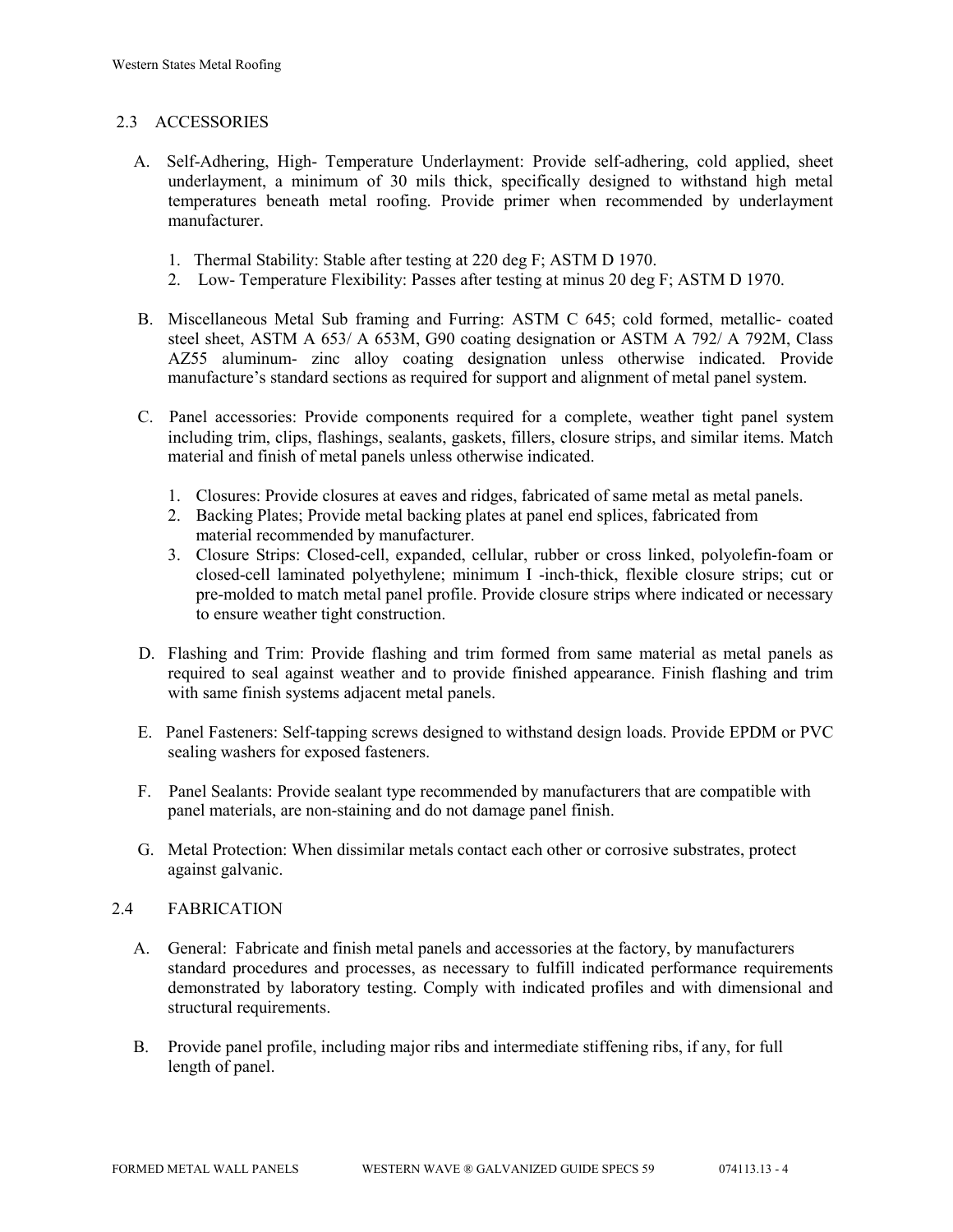## 2.3 ACCESSORIES

A. Self-Adhering, High- Temperature Underlayment: Provide self-adhering, cold applied, sheet underlayment, a minimum of 30 mils thick, specifically designed to withstand high metal temperatures beneath metal roofing. Provide primer when recommended by underlayment manufacturer.

   1. Thermal Stability: Stable after testing at 220 deg F; ASTM D 1970.
   2. Low- Temperature Flexibility: Passes after testing at minus 20 deg F; ASTM D 1970.

B. Miscellaneous Metal Sub framing and Furring: ASTM C 645; cold formed, metallic- coated steel sheet, ASTM A 653/ A 653M, G90 coating designation or ASTM A 792/ A 792M, Class AZ55 aluminum- zinc alloy coating designation unless otherwise indicated. Provide manufacture's standard sections as required for support and alignment of metal panel system.

C. Panel accessories: Provide components required for a complete, weather tight panel system including trim, clips, flashings, sealants, gaskets, fillers, closure strips, and similar items. Match material and finish of metal panels unless otherwise indicated.

   1. Closures: Provide closures at eaves and ridges, fabricated of same metal as metal panels.
   2. Backing Plates; Provide metal backing plates at panel end splices, fabricated from material recommended by manufacturer.
   3. Closure Strips: Closed-cell, expanded, cellular, rubber or cross linked, polyolefin-foam or closed-cell laminated polyethylene; minimum I -inch-thick, flexible closure strips; cut or pre-molded to match metal panel profile. Provide closure strips where indicated or necessary to ensure weather tight construction.

D. Flashing and Trim: Provide flashing and trim formed from same material as metal panels as required to seal against weather and to provide finished appearance. Finish flashing and trim with same finish systems adjacent metal panels.

E. Panel Fasteners: Self-tapping screws designed to withstand design loads. Provide EPDM or PVC sealing washers for exposed fasteners.

F. Panel Sealants: Provide sealant type recommended by manufacturers that are compatible with panel materials, are non-staining and do not damage panel finish.

G. Metal Protection: When dissimilar metals contact each other or corrosive substrates, protect against galvanic.

## 2.4 FABRICATION

A. General: Fabricate and finish metal panels and accessories at the factory, by manufacturers standard procedures and processes, as necessary to fulfill indicated performance requirements demonstrated by laboratory testing. Comply with indicated profiles and with dimensional and structural requirements.

B. Provide panel profile, including major ribs and intermediate stiffening ribs, if any, for full length of panel.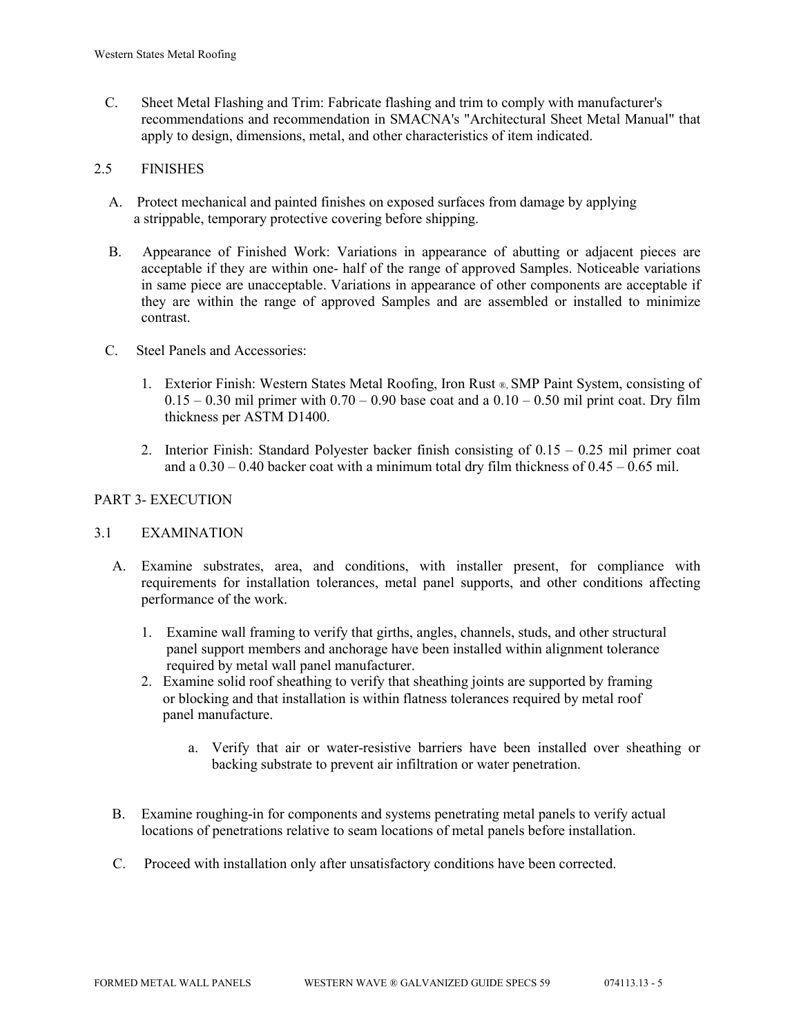C. Sheet Metal Flashing and Trim: Fabricate flashing and trim to comply with manufacturer's recommendations and recommendation in SMACNA's "Architectural Sheet Metal Manual" that apply to design, dimensions, metal, and other characteristics of item indicated.

## 2.5 FINISHES

A. Protect mechanical and painted finishes on exposed surfaces from damage by applying a strippable, temporary protective covering before shipping.

B. Appearance of Finished Work: Variations in appearance of abutting or adjacent pieces are acceptable if they are within one- half of the range of approved Samples. Noticeable variations in same piece are unacceptable. Variations in appearance of other components are acceptable if they are within the range of approved Samples and are assembled or installed to minimize contrast.

C. Steel Panels and Accessories:

1. Exterior Finish: Western States Metal Roofing, Iron Rust ®, SMP Paint System, consisting of 0.15 – 0.30 mil primer with 0.70 – 0.90 base coat and a 0.10 – 0.50 mil print coat. Dry film thickness per ASTM D1400.

2. Interior Finish: Standard Polyester backer finish consisting of 0.15 – 0.25 mil primer coat and a 0.30 – 0.40 backer coat with a minimum total dry film thickness of 0.45 – 0.65 mil.

# PART 3- EXECUTION

## 3.1 EXAMINATION

A. Examine substrates, area, and conditions, with installer present, for compliance with requirements for installation tolerances, metal panel supports, and other conditions affecting performance of the work.

1. Examine wall framing to verify that girths, angles, channels, studs, and other structural panel support members and anchorage have been installed within alignment tolerance required by metal wall panel manufacturer.
2. Examine solid roof sheathing to verify that sheathing joints are supported by framing or blocking and that installation is within flatness tolerances required by metal roof panel manufacture.

   a. Verify that air or water-resistive barriers have been installed over sheathing or backing substrate to prevent air infiltration or water penetration.

B. Examine roughing-in for components and systems penetrating metal panels to verify actual locations of penetrations relative to seam locations of metal panels before installation.

C. Proceed with installation only after unsatisfactory conditions have been corrected.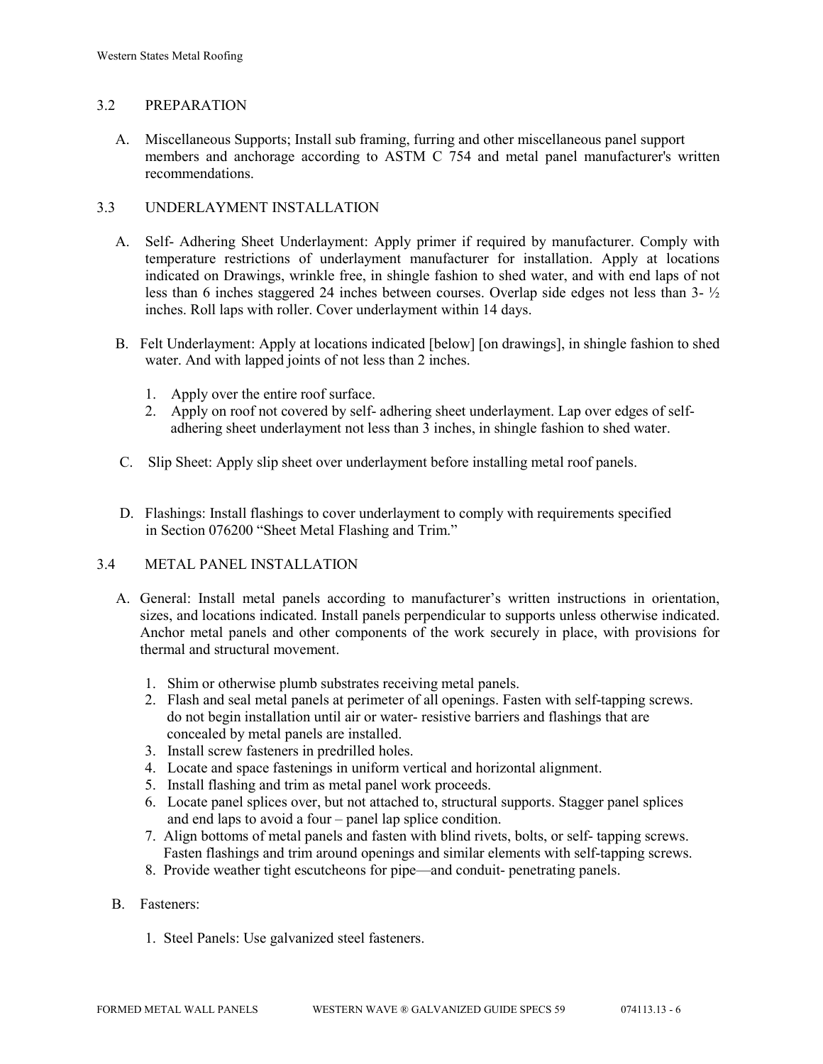## 3.2 PREPARATION

A. Miscellaneous Supports; Install sub framing, furring and other miscellaneous panel support members and anchorage according to ASTM C 754 and metal panel manufacturer's written recommendations.

## 3.3 UNDERLAYMENT INSTALLATION

A. Self- Adhering Sheet Underlayment: Apply primer if required by manufacturer. Comply with temperature restrictions of underlayment manufacturer for installation. Apply at locations indicated on Drawings, wrinkle free, in shingle fashion to shed water, and with end laps of not less than 6 inches staggered 24 inches between courses. Overlap side edges not less than 3- ½ inches. Roll laps with roller. Cover underlayment within 14 days.

B. Felt Underlayment: Apply at locations indicated [below] [on drawings], in shingle fashion to shed water. And with lapped joints of not less than 2 inches.

1. Apply over the entire roof surface.
2. Apply on roof not covered by self- adhering sheet underlayment. Lap over edges of self-adhering sheet underlayment not less than 3 inches, in shingle fashion to shed water.

C. Slip Sheet: Apply slip sheet over underlayment before installing metal roof panels.

D. Flashings: Install flashings to cover underlayment to comply with requirements specified in Section 076200 "Sheet Metal Flashing and Trim."

## 3.4 METAL PANEL INSTALLATION

A. General: Install metal panels according to manufacturer's written instructions in orientation, sizes, and locations indicated. Install panels perpendicular to supports unless otherwise indicated. Anchor metal panels and other components of the work securely in place, with provisions for thermal and structural movement.

1. Shim or otherwise plumb substrates receiving metal panels.
2. Flash and seal metal panels at perimeter of all openings. Fasten with self-tapping screws. do not begin installation until air or water- resistive barriers and flashings that are concealed by metal panels are installed.
3. Install screw fasteners in predrilled holes.
4. Locate and space fastenings in uniform vertical and horizontal alignment.
5. Install flashing and trim as metal panel work proceeds.
6. Locate panel splices over, but not attached to, structural supports. Stagger panel splices and end laps to avoid a four – panel lap splice condition.
7. Align bottoms of metal panels and fasten with blind rivets, bolts, or self- tapping screws. Fasten flashings and trim around openings and similar elements with self-tapping screws.
8. Provide weather tight escutcheons for pipe—and conduit- penetrating panels.

B. Fasteners:

1. Steel Panels: Use galvanized steel fasteners.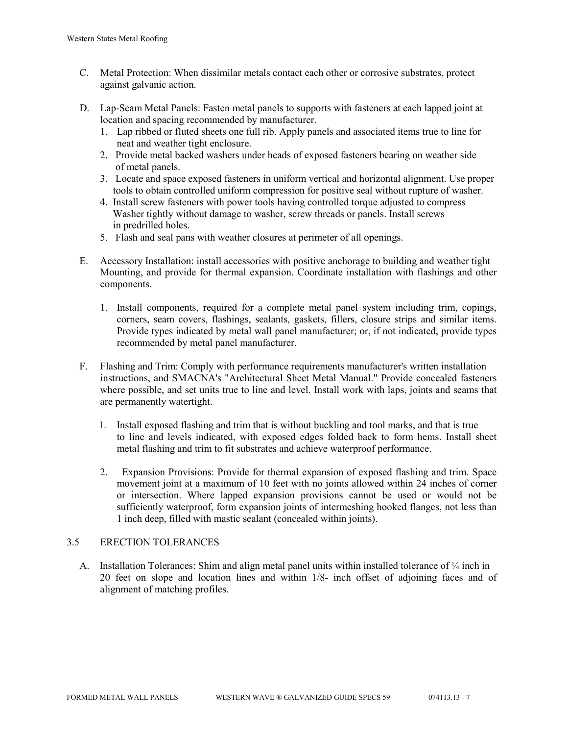C. Metal Protection: When dissimilar metals contact each other or corrosive substrates, protect against galvanic action.

D. Lap-Seam Metal Panels: Fasten metal panels to supports with fasteners at each lapped joint at location and spacing recommended by manufacturer.
   1. Lap ribbed or fluted sheets one full rib. Apply panels and associated items true to line for neat and weather tight enclosure.
   2. Provide metal backed washers under heads of exposed fasteners bearing on weather side of metal panels.
   3. Locate and space exposed fasteners in uniform vertical and horizontal alignment. Use proper tools to obtain controlled uniform compression for positive seal without rupture of washer.
   4. Install screw fasteners with power tools having controlled torque adjusted to compress Washer tightly without damage to washer, screw threads or panels. Install screws in predrilled holes.
   5. Flash and seal pans with weather closures at perimeter of all openings.

E. Accessory Installation: install accessories with positive anchorage to building and weather tight Mounting, and provide for thermal expansion. Coordinate installation with flashings and other components.

   1. Install components, required for a complete metal panel system including trim, copings, corners, seam covers, flashings, sealants, gaskets, fillers, closure strips and similar items. Provide types indicated by metal wall panel manufacturer; or, if not indicated, provide types recommended by metal panel manufacturer.

F. Flashing and Trim: Comply with performance requirements manufacturer's written installation instructions, and SMACNA's "Architectural Sheet Metal Manual." Provide concealed fasteners where possible, and set units true to line and level. Install work with laps, joints and seams that are permanently watertight.

   1. Install exposed flashing and trim that is without buckling and tool marks, and that is true to line and levels indicated, with exposed edges folded back to form hems. Install sheet metal flashing and trim to fit substrates and achieve waterproof performance.

   2. Expansion Provisions: Provide for thermal expansion of exposed flashing and trim. Space movement joint at a maximum of 10 feet with no joints allowed within 24 inches of corner or intersection. Where lapped expansion provisions cannot be used or would not be sufficiently waterproof, form expansion joints of intermeshing hooked flanges, not less than 1 inch deep, filled with mastic sealant (concealed within joints).

## 3.5 ERECTION TOLERANCES

A. Installation Tolerances: Shim and align metal panel units within installed tolerance of ¼ inch in 20 feet on slope and location lines and within 1/8- inch offset of adjoining faces and of alignment of matching profiles.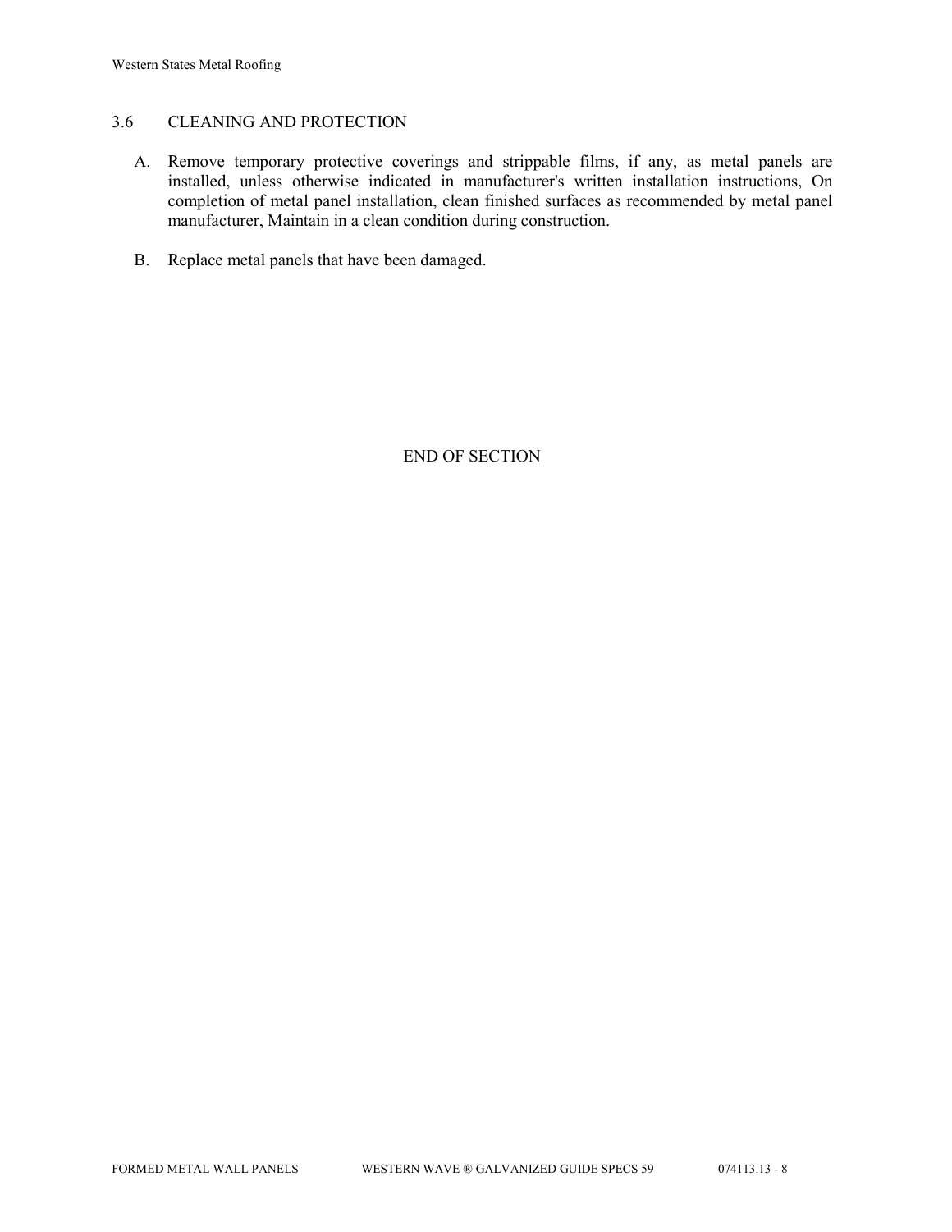## 3.6 CLEANING AND PROTECTION

A. Remove temporary protective coverings and strippable films, if any, as metal panels are installed, unless otherwise indicated in manufacturer's written installation instructions, On completion of metal panel installation, clean finished surfaces as recommended by metal panel manufacturer, Maintain in a clean condition during construction.

B. Replace metal panels that have been damaged.

END OF SECTION